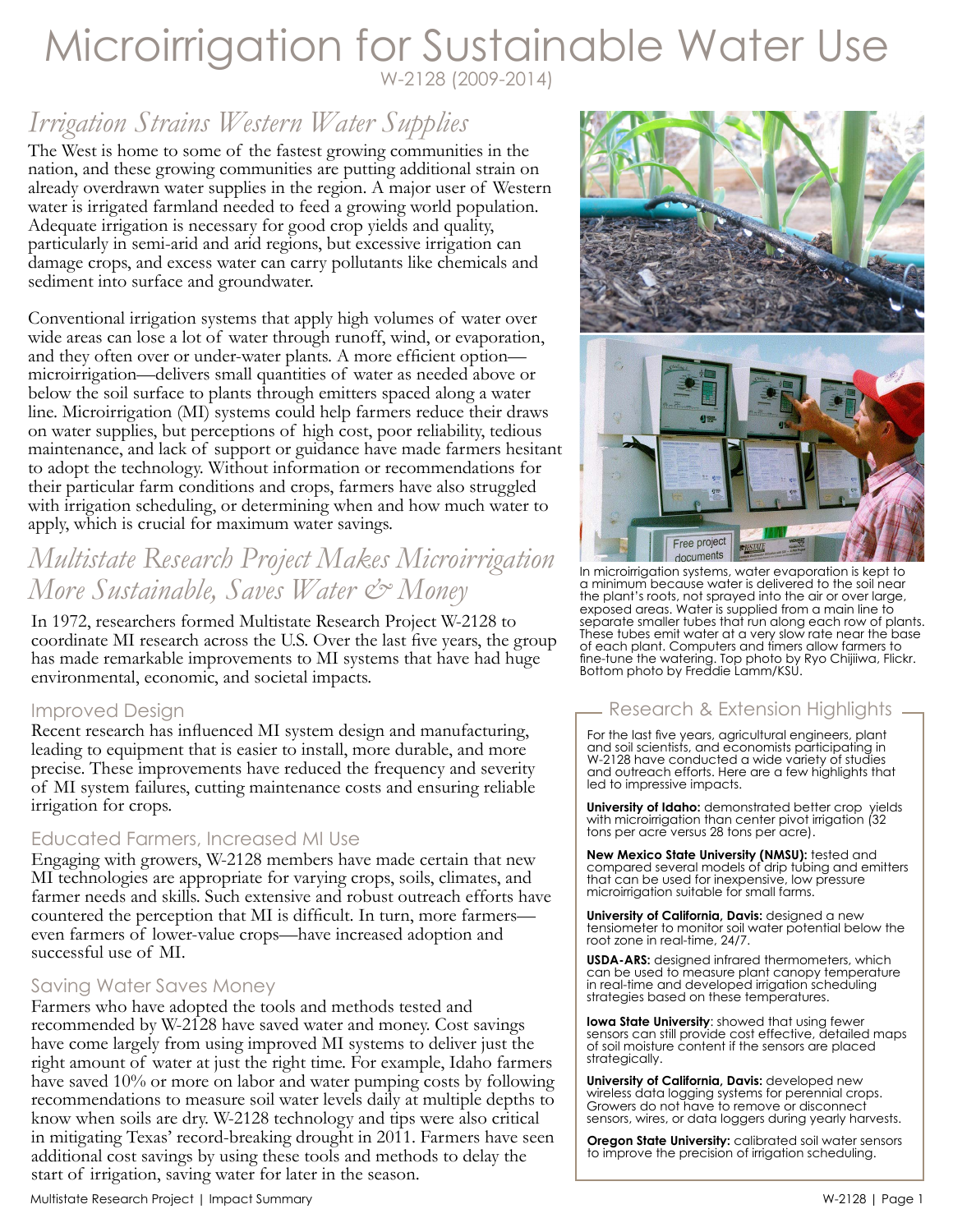# Microirrigation for Sustainable Water Use

W-2128 (2009-2014)

## *Irrigation Strains Western Water Supplies*

The West is home to some of the fastest growing communities in the nation, and these growing communities are putting additional strain on already overdrawn water supplies in the region. A major user of Western water is irrigated farmland needed to feed a growing world population. Adequate irrigation is necessary for good crop yields and quality, particularly in semi-arid and arid regions, but excessive irrigation can damage crops, and excess water can carry pollutants like chemicals and sediment into surface and groundwater.

Conventional irrigation systems that apply high volumes of water over wide areas can lose a lot of water through runoff, wind, or evaporation, and they often over or under-water plants. A more efficient option—microirrigation—delivers small quantities of water as needed above or below the soil surface to plants through emitters spaced along a water line. Microirrigation (MI) systems could help farmers reduce their draws on water supplies, but perceptions of high cost, poor reliability, tedious maintenance, and lack of support or guidance have made farmers hesitant to adopt the technology. Without information or recommendations for their particular farm conditions and crops, farmers have also struggled with irrigation scheduling, or determining when and how much water to apply, which is crucial for maximum water savings.

In microirrigation systems, water evaporation is kept to a minimum because water is delivered to the soil near the plant's roots, not sprayed into the air or over large, exposed areas. Water is supplied from a main line to separate smaller tubes that run along each row of plants. These tubes emit water at a very slow rate near the base of each plant. Computers and timers allow farmers to fine-tune the watering. Top photo by Ryo Chijiiwa, Flickr. Bottom photo by Freddie Lamm/KSU.

## *Multistate Research Project Makes Microirrigation More Sustainable, Saves Water & Money*

In 1972, researchers formed Multistate Research Project W-2128 to coordinate MI research across the U.S. Over the last five years, the group has made remarkable improvements to MI systems that have had huge environmental, economic, and societal impacts.

### Improved Design

Recent research has influenced MI system design and manufacturing, leading to equipment that is easier to install, more durable, and more precise. These improvements have reduced the frequency and severity of MI system failures, cutting maintenance costs and ensuring reliable irrigation for crops.

### Educated Farmers, Increased MI Use

Engaging with growers, W-2128 members have made certain that new MI technologies are appropriate for varying crops, soils, climates, and farmer needs and skills. Such extensive and robust outreach efforts have countered the perception that MI is difficult. In turn, more farmers—even farmers of lower-value crops—have increased adoption and successful use of MI.

### Saving Water Saves Money

Farmers who have adopted the tools and methods tested and recommended by W-2128 have saved water and money. Cost savings have come largely from using improved MI systems to deliver just the right amount of water at just the right time. For example, Idaho farmers have saved 10% or more on labor and water pumping costs by following recommendations to measure soil water levels daily at multiple depths to know when soils are dry. W-2128 technology and tips were also critical in mitigating Texas' record-breaking drought in 2011. Farmers have seen additional cost savings by using these tools and methods to delay the start of irrigation, saving water for later in the season.

### Research & Extension Highlights

For the last five years, agricultural engineers, plant and soil scientists, and economists participating in W-2128 have conducted a wide variety of studies and outreach efforts. Here are a few highlights that led to impressive impacts.

**University of Idaho:** demonstrated better crop yields with microirrigation than center pivot irrigation (32 tons per acre versus 28 tons per acre).

**New Mexico State University (NMSU):** tested and compared several models of drip tubing and emitters that can be used for inexpensive, low pressure microirrigation suitable for small farms.

**University of California, Davis:** designed a new tensiometer to monitor soil water potential below the root zone in real-time, 24/7.

**USDA-ARS:** designed infrared thermometers, which can be used to measure plant canopy temperature in real-time and developed irrigation scheduling strategies based on these temperatures.

**Iowa State University**: showed that using fewer sensors can still provide cost effective, detailed maps of soil moisture content if the sensors are placed strategically.

**University of California, Davis:** developed new wireless data logging systems for perennial crops. Growers do not have to remove or disconnect sensors, wires, or data loggers during yearly harvests.

**Oregon State University:** calibrated soil water sensors to improve the precision of irrigation scheduling.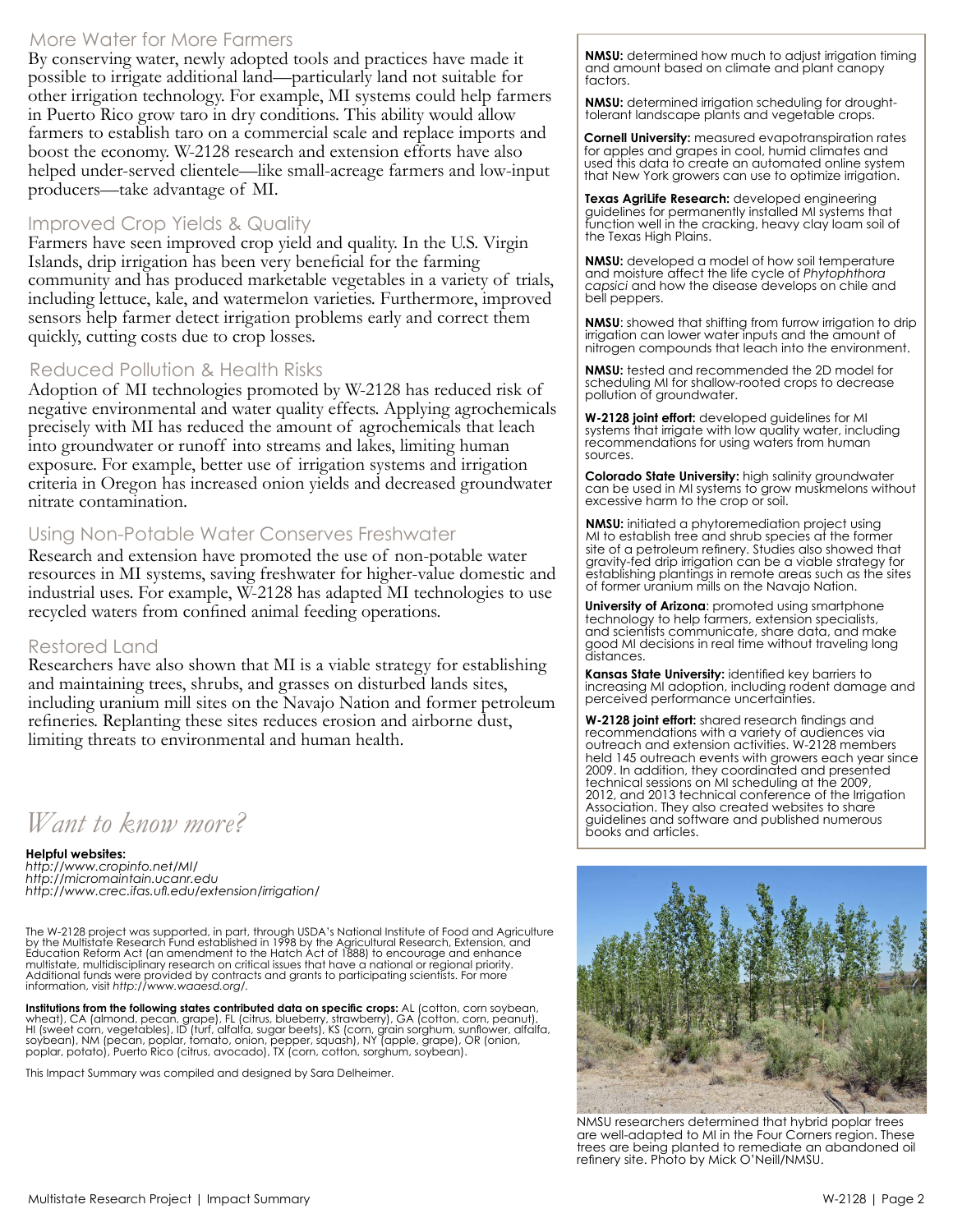## More Water for More Farmers

By conserving water, newly adopted tools and practices have made it possible to irrigate additional land—particularly land not suitable for other irrigation technology. For example, MI systems could help farmers in Puerto Rico grow taro in dry conditions. This ability would allow farmers to establish taro on a commercial scale and replace imports and boost the economy. W-2128 research and extension efforts have also helped under-served clientele—like small-acreage farmers and low-input producers—take advantage of MI.

## Improved Crop Yields & Quality

Farmers have seen improved crop yield and quality. In the U.S. Virgin Islands, drip irrigation has been very beneficial for the farming community and has produced marketable vegetables in a variety of trials, including lettuce, kale, and watermelon varieties. Furthermore, improved sensors help farmer detect irrigation problems early and correct them quickly, cutting costs due to crop losses.

## Reduced Pollution & Health Risks

Adoption of MI technologies promoted by W-2128 has reduced risk of negative environmental and water quality effects. Applying agrochemicals precisely with MI has reduced the amount of agrochemicals that leach into groundwater or runoff into streams and lakes, limiting human exposure. For example, better use of irrigation systems and irrigation criteria in Oregon has increased onion yields and decreased groundwater nitrate contamination.

## Using Non-Potable Water Conserves Freshwater

Research and extension have promoted the use of non-potable water resources in MI systems, saving freshwater for higher-value domestic and industrial uses. For example, W-2128 has adapted MI technologies to use recycled waters from confined animal feeding operations.

## Restored Land

Researchers have also shown that MI is a viable strategy for establishing and maintaining trees, shrubs, and grasses on disturbed lands sites, including uranium mill sites on the Navajo Nation and former petroleum refineries. Replanting these sites reduces erosion and airborne dust, limiting threats to environmental and human health.

**NMSU:** determined how much to adjust irrigation timing and amount based on climate and plant canopy factors.

**NMSU:** determined irrigation scheduling for drought-tolerant landscape plants and vegetable crops.

**Cornell University:** measured evapotranspiration rates for apples and grapes in cool, humid climates and used this data to create an automated online system that New York growers can use to optimize irrigation.

**Texas AgriLife Research:** developed engineering guidelines for permanently installed MI systems that function well in the cracking, heavy clay loam soil of the Texas High Plains.

**NMSU:** developed a model of how soil temperature and moisture affect the life cycle of *Phytophthora capsici* and how the disease develops on chile and bell peppers.

**NMSU**: showed that shifting from furrow irrigation to drip irrigation can lower water inputs and the amount of nitrogen compounds that leach into the environment.

**NMSU:** tested and recommended the 2D model for scheduling MI for shallow-rooted crops to decrease pollution of groundwater.

**W-2128 joint effort:** developed guidelines for MI systems that irrigate with low quality water, including recommendations for using waters from human sources.

**Colorado State University:** high salinity groundwater can be used in MI systems to grow muskmelons without excessive harm to the crop or soil.

**NMSU:** initiated a phytoremediation project using MI to establish tree and shrub species at the former site of a petroleum refinery. Studies also showed that gravity-fed drip irrigation can be a viable strategy for establishing plantings in remote areas such as the sites of former uranium mills on the Navajo Nation.

**University of Arizona**: promoted using smartphone technology to help farmers, extension specialists, and scientists communicate, share data, and make good MI decisions in real time without traveling long distances.

**Kansas State University:** identified key barriers to increasing MI adoption, including rodent damage and perceived performance uncertainties.

**W-2128 joint effort:** shared research findings and recommendations with a variety of audiences via outreach and extension activities. W-2128 members held 145 outreach events with growers each year since 2009. In addition, they coordinated and presented technical sessions on MI scheduling at the 2009, 2012, and 2013 technical conference of the Irrigation Association. They also created websites to share guidelines and software and published numerous books and articles.

NMSU researchers determined that hybrid poplar trees are well-adapted to MI in the Four Corners region. These trees are being planted to remediate an abandoned oil refinery site. Photo by Mick O'Neill/NMSU.

# *Want to know more?*

**Helpful websites:**
*http://www.cropinfo.net/MI/*
*http://micromaintain.ucanr.edu*
*http://www.crec.ifas.ufl.edu/extension/irrigation/*

The W-2128 project was supported, in part, through USDA's National Institute of Food and Agriculture by the Multistate Research Fund established in 1998 by the Agricultural Research, Extension, and Education Reform Act (an amendment to the Hatch Act of 1888) to encourage and enhance multistate, multidisciplinary research on critical issues that have a national or regional priority. Additional funds were provided by contracts and grants to participating scientists. For more information, visit *http://www.waaesd.org/*.

**Institutions from the following states contributed data on specific crops:** AL (cotton, corn soybean, wheat), CA (almond, pecan, grape), FL (citrus, blueberry, strawberry), GA (cotton, corn, peanut), HI (sweet corn, vegetables), ID (turf, alfalfa, sugar beets), KS (corn, grain sorghum, sunflower, alfalfa, soybean), NM (pecan, poplar, tomato, onion, pepper, squash), NY (apple, grape), OR (onion, poplar, potato), Puerto Rico (citrus, avocado), TX (corn, cotton, sorghum, soybean).

This Impact Summary was compiled and designed by Sara Delheimer.